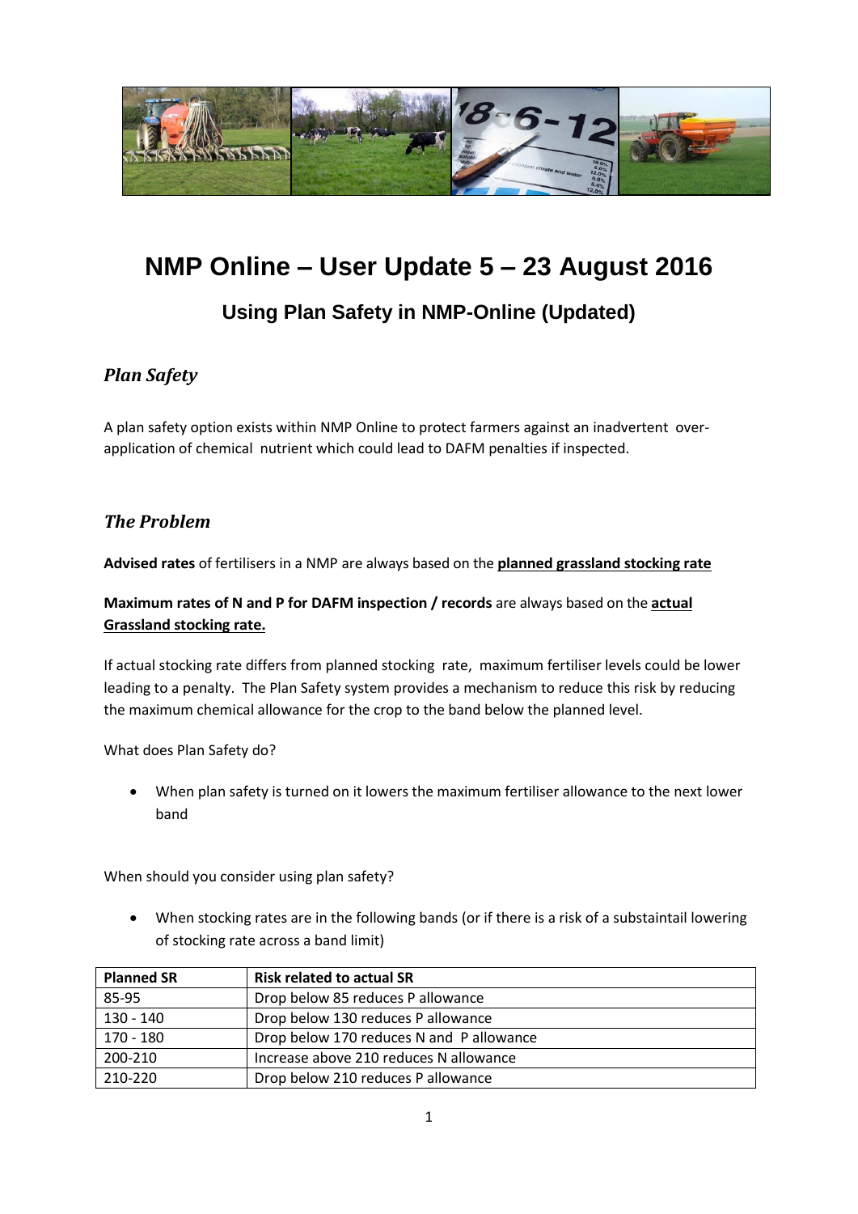# NMP Online – User Update 5 – 23 August 2016

## Using Plan Safety in NMP-Online (Updated)

### *Plan Safety*

A plan safety option exists within NMP Online to protect farmers against an inadvertent over-application of chemical nutrient which could lead to DAFM penalties if inspected.

### *The Problem*

**Advised rates** of fertilisers in a NMP are always based on the **planned grassland stocking rate**

**Maximum rates of N and P for DAFM inspection / records** are always based on the **actual Grassland stocking rate.**

If actual stocking rate differs from planned stocking rate, maximum fertiliser levels could be lower leading to a penalty. The Plan Safety system provides a mechanism to reduce this risk by reducing the maximum chemical allowance for the crop to the band below the planned level.

What does Plan Safety do?

- When plan safety is turned on it lowers the maximum fertiliser allowance to the next lower band

When should you consider using plan safety?

- When stocking rates are in the following bands (or if there is a risk of a substaintail lowering of stocking rate across a band limit)

| Planned SR | Risk related to actual SR |
|---|---|
| 85-95 | Drop below 85 reduces P allowance |
| 130 - 140 | Drop below 130 reduces P allowance |
| 170 - 180 | Drop below 170 reduces N and P allowance |
| 200-210 | Increase above 210 reduces N allowance |
| 210-220 | Drop below 210 reduces P allowance |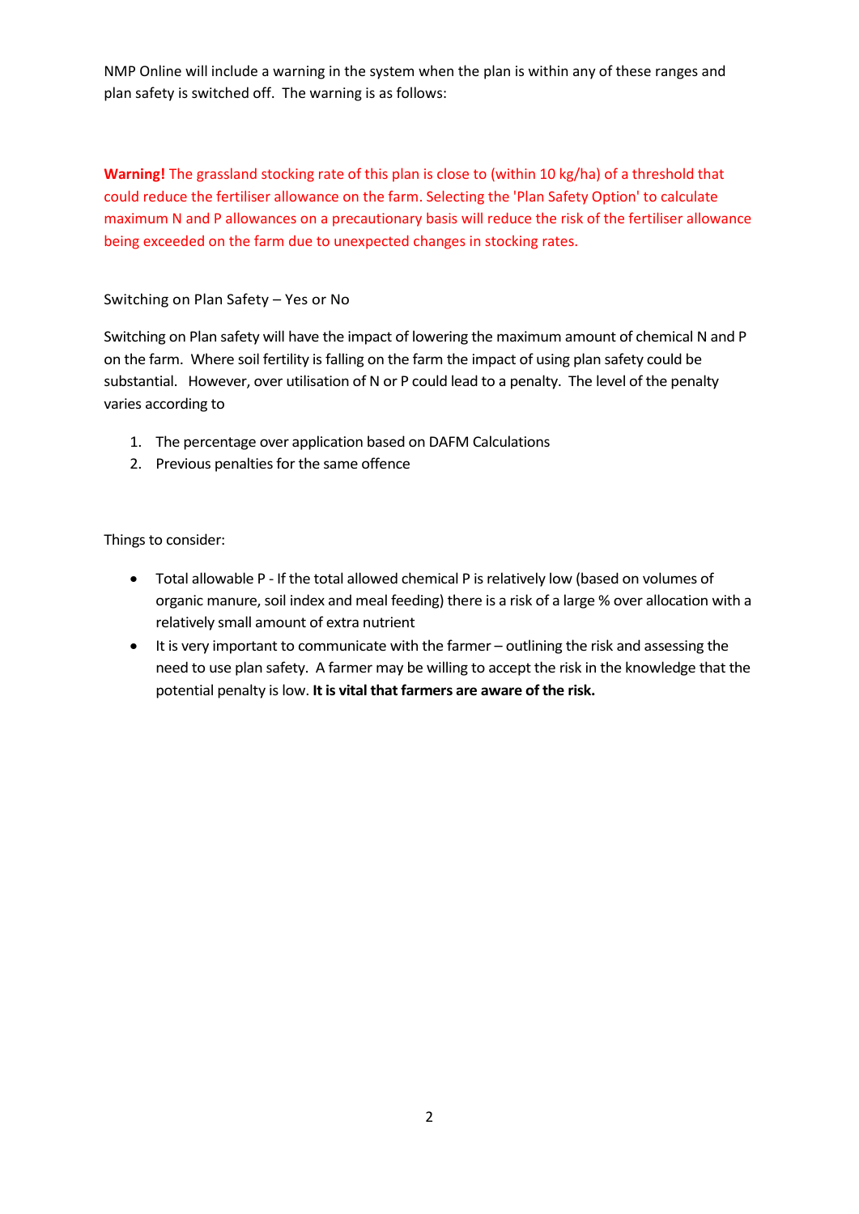NMP Online will include a warning in the system when the plan is within any of these ranges and plan safety is switched off. The warning is as follows:

**Warning!** The grassland stocking rate of this plan is close to (within 10 kg/ha) of a threshold that could reduce the fertiliser allowance on the farm. Selecting the 'Plan Safety Option' to calculate maximum N and P allowances on a precautionary basis will reduce the risk of the fertiliser allowance being exceeded on the farm due to unexpected changes in stocking rates.

Switching on Plan Safety – Yes or No

Switching on Plan safety will have the impact of lowering the maximum amount of chemical N and P on the farm. Where soil fertility is falling on the farm the impact of using plan safety could be substantial. However, over utilisation of N or P could lead to a penalty. The level of the penalty varies according to

1. The percentage over application based on DAFM Calculations
2. Previous penalties for the same offence

Things to consider:

- Total allowable P - If the total allowed chemical P is relatively low (based on volumes of organic manure, soil index and meal feeding) there is a risk of a large % over allocation with a relatively small amount of extra nutrient
- It is very important to communicate with the farmer – outlining the risk and assessing the need to use plan safety. A farmer may be willing to accept the risk in the knowledge that the potential penalty is low. **It is vital that farmers are aware of the risk.**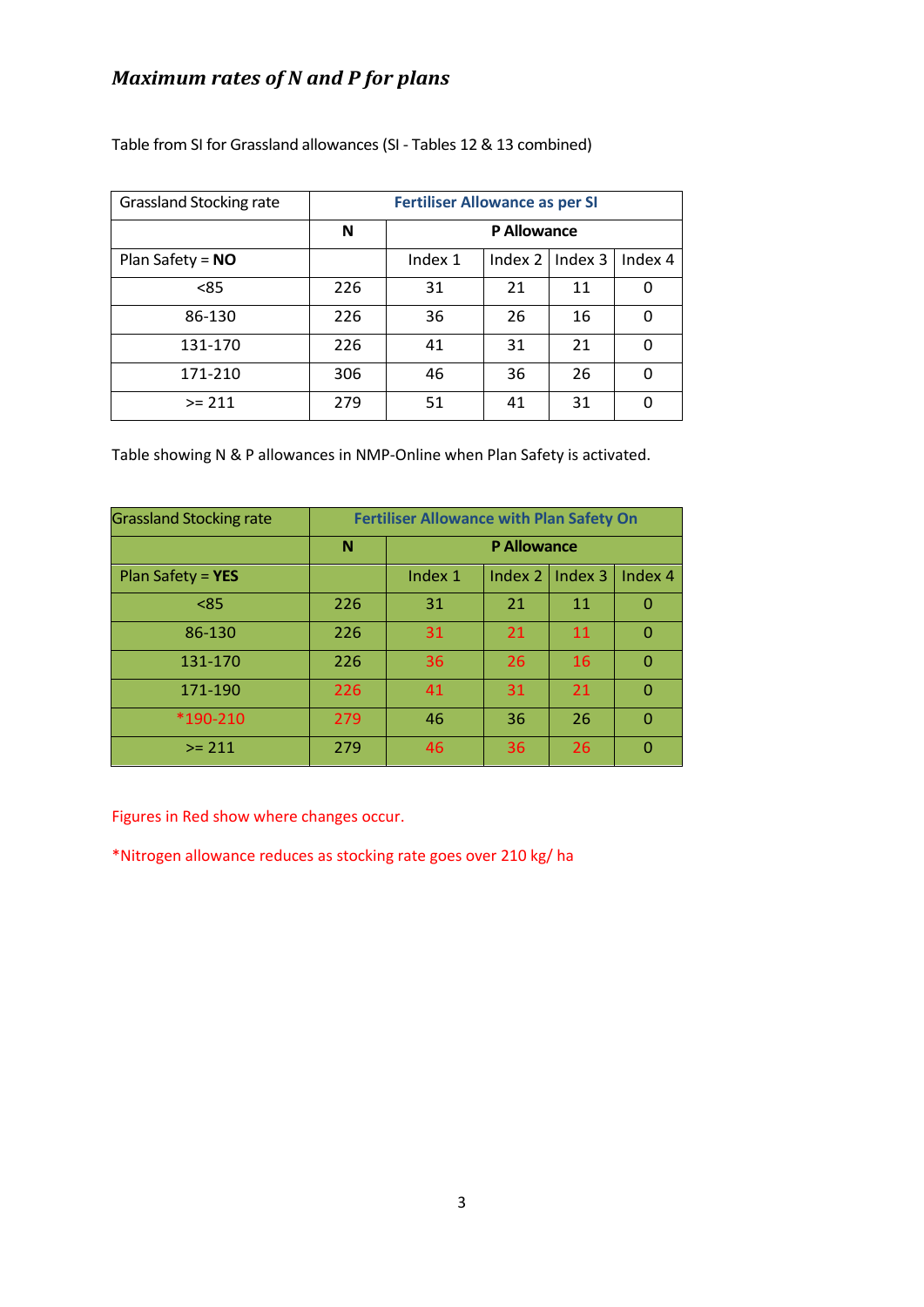## *Maximum rates of N and P for plans*

Table from SI for Grassland allowances (SI - Tables 12 & 13 combined)

| Grassland Stocking rate | Fertiliser Allowance as per SI | | | | |
|---|---|---|---|---|---|
| | N | P Allowance | | | |
| Plan Safety = **NO** | | Index 1 | Index 2 | Index 3 | Index 4 |
| <85 | 226 | 31 | 21 | 11 | 0 |
| 86-130 | 226 | 36 | 26 | 16 | 0 |
| 131-170 | 226 | 41 | 31 | 21 | 0 |
| 171-210 | 306 | 46 | 36 | 26 | 0 |
| >= 211 | 279 | 51 | 41 | 31 | 0 |

Table showing N & P allowances in NMP-Online when Plan Safety is activated.

| Grassland Stocking rate | Fertiliser Allowance with Plan Safety On | | | | |
|---|---|---|---|---|---|
| | N | P Allowance | | | |
| Plan Safety = **YES** | | Index 1 | Index 2 | Index 3 | Index 4 |
| <85 | 226 | 31 | 21 | 11 | 0 |
| 86-130 | 226 | 31 | 21 | 11 | 0 |
| 131-170 | 226 | 36 | 26 | 16 | 0 |
| 171-190 | 226 | 41 | 31 | 21 | 0 |
| *190-210 | 279 | 46 | 36 | 26 | 0 |
| >= 211 | 279 | 46 | 36 | 26 | 0 |

Figures in Red show where changes occur.

*Nitrogen allowance reduces as stocking rate goes over 210 kg/ ha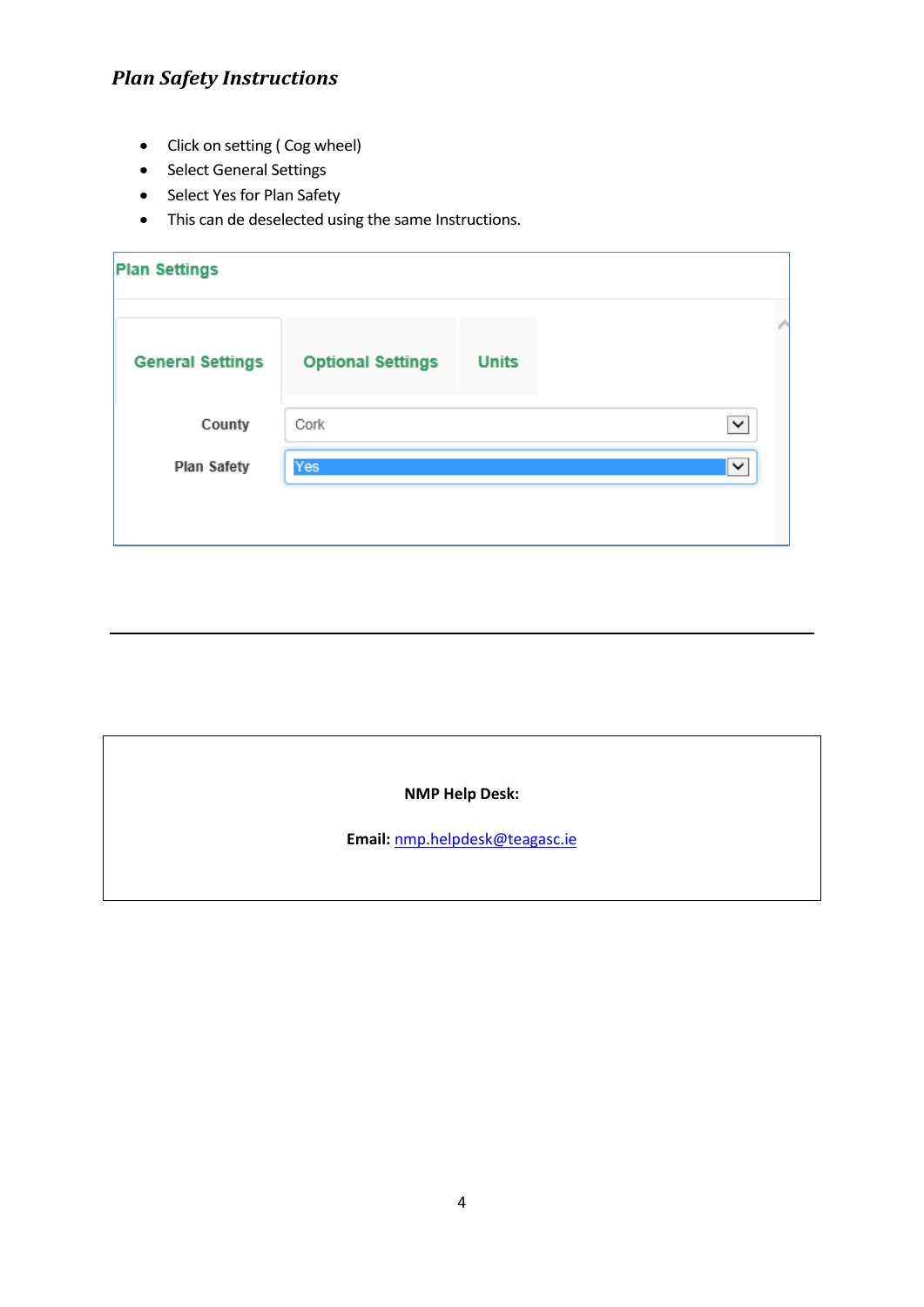### *Plan Safety Instructions*

- Click on setting ( Cog wheel)
- Select General Settings
- Select Yes for Plan Safety
- This can de deselected using the same Instructions.

Plan Settings

General Settings | Optional Settings | Units

County: Cork

Plan Safety: Yes

---

**NMP Help Desk:**

**Email:** nmp.helpdesk@teagasc.ie